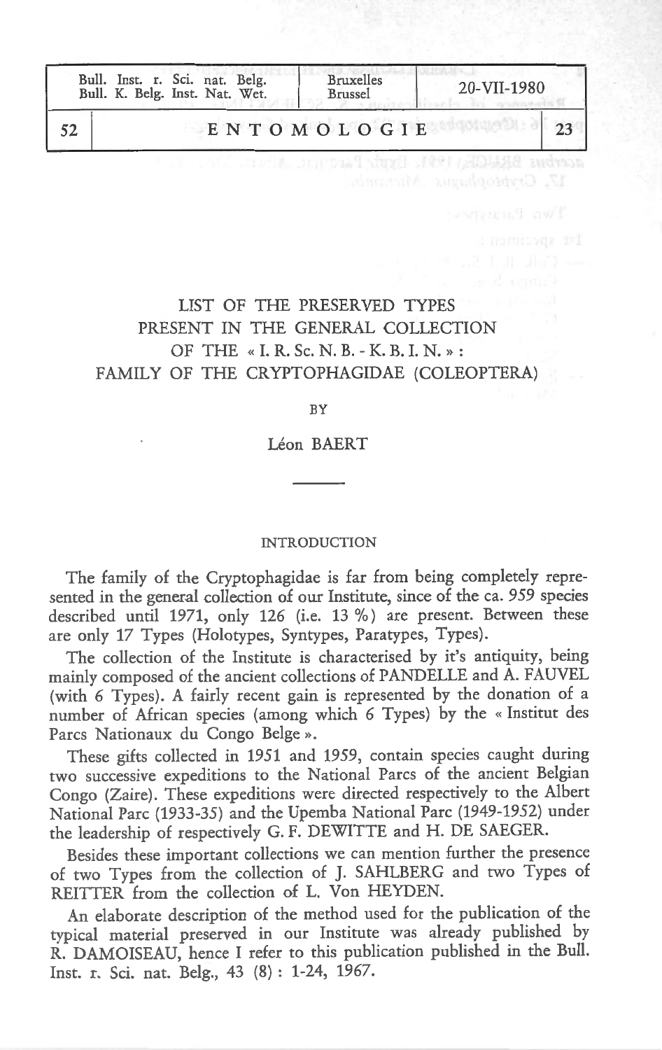# LIST OF THE PRESERVED TYPES PRESENT IN THE GENERAL COLLECTION OF THE « I. R. Sc. N. B. - K. B. I. N. » : FAMILY OF THE CRYPTOPHAGIDAE (COLEOPTERA)

BY

Léon BAERT

## INTRODUCTION

The family of the Cryptophagidae is far from being completely represented in the general collection of our Institute, since of the ca. 959 species described until 1971, only 126 (i.e. 13 %) are present. Between these are only 17 Types (Holotypes, Syntypes, Paratypes, Types).

The collection of the Institute is characterised by it's antiquity, being mainly composed of the ancient collections of PANDELLE and A. FAUVEL (with 6 Types). A fairly recent gain is represented by the donation of a number of African species (among which 6 Types) by the « Institut des Parcs Nationaux du Congo Belge ».

These gifts collected in 1951 and 1959, contain species caught during two successive expeditions to the National Parcs of the ancient Belgian Congo (Zaire). These expeditions were directed respectively to the Albert National Parc (1933-35) and the Upemba National Parc (1949-1952) under the leadership of respectively G. F. DEWITTE and H. DE SAEGER.

Besides these important collections we can mention further the presence of two Types from the collection of J. SAHLBERG and two Types of REITTER from the collection of L. Von HEYDEN.

An elaborate description of the method used for the publication of the typical material preserved in our Institute was already published by R. DAMOISEAU, hence I refer to this publication published in the Bull. Inst. r. Sci. nat. Belg., 43 (8) : 1-24, 1967.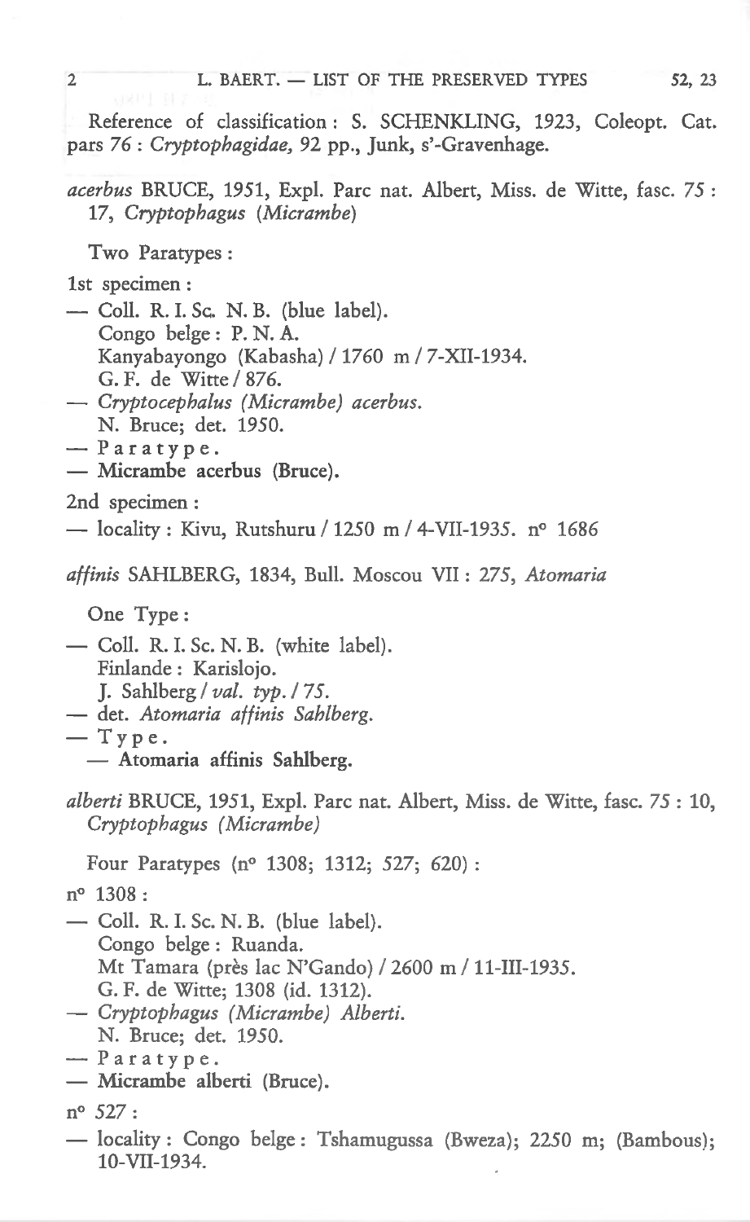Reference of classification : S. SCHENKLING, 1923, Coleopt. Cat. pars 76 : *Cryptophagidae,* 92 pp., Junk, s'-Gravenhage.

*acerbus* BRUCE, 1951, Expl. Parc nat. Albert, Miss. de Witte, fasc. 75 : 17, *Cryptophagus (Micrambe)*

Two Paratypes :

1st specimen :

— Coll. R. I. Sc. N. B. (blue label).
Congo belge : P. N. A.
Kanyabayongo (Kabasha) / 1760 m / 7-XII-1934.
G. F. de Witte / 876.
— *Cryptocephalus (Micrambe) acerbus.*
N. Bruce; det. 1950.
— Paratype.
— **Micrambe acerbus (Bruce).**

2nd specimen :

— locality : Kivu, Rutshuru / 1250 m / 4-VII-1935. n° 1686

*affinis* SAHLBERG, 1834, Bull. Moscou VII : 275, *Atomaria*

One Type :

— Coll. R. I. Sc. N. B. (white label).
Finlande : Karislojo.
J. Sahlberg / *val. typ.* / 75.
— det. *Atomaria affinis Sahlberg.*
— Type.
— **Atomaria affinis Sahlberg.**

*alberti* BRUCE, 1951, Expl. Parc nat. Albert, Miss. de Witte, fasc. 75 : 10, *Cryptophagus (Micrambe)*

Four Paratypes (n° 1308; 1312; 527; 620) :

n° 1308 :

— Coll. R. I. Sc. N. B. (blue label).
Congo belge : Ruanda.
Mt Tamara (près lac N'Gando) / 2600 m / 11-III-1935.
G. F. de Witte; 1308 (id. 1312).
— *Cryptophagus (Micrambe) Alberti.*
N. Bruce; det. 1950.
— Paratype.
— **Micrambe alberti (Bruce).**

n° 527 :

— locality : Congo belge : Tshamugussa (Bweza); 2250 m; (Bambous); 10-VII-1934.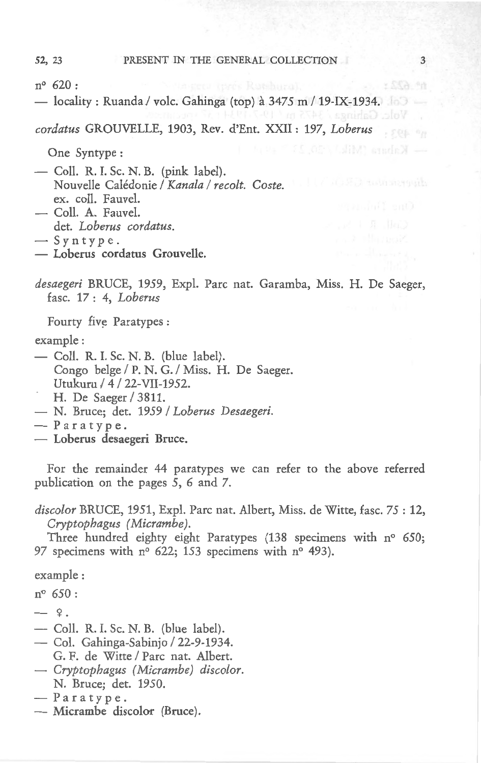n° 620 :

— locality : Ruanda / volc. Gahinga (top) à 3475 m / 19-IX-1934.

*cordatus* GROUVELLE, 1903, Rev. d'Ent. XXII : 197, *Loberus*

One Syntype :

— Coll. R. I. Sc. N. B. (pink label).
Nouvelle Calédonie / *Kanala / recolt. Coste.*
ex. coll. Fauvel.
— Coll. A. Fauvel.
det. *Loberus cordatus.*
— S y n t y p e .
— **Loberus cordatus Grouvelle.**

*desaegeri* BRUCE, 1959, Expl. Parc nat. Garamba, Miss. H. De Saeger, fasc. 17 : 4, *Loberus*

Fourty five Paratypes :

example :

— Coll. R. I. Sc. N. B. (blue label).
Congo belge / P. N. G. / Miss. H. De Saeger.
Utukuru / 4 / 22-VII-1952.
H. De Saeger / 3811.
— N. Bruce; det. 1959 / *Loberus Desaegeri.*
— P a r a t y p e .
— **Loberus desaegeri Bruce.**

For the remainder 44 paratypes we can refer to the above referred publication on the pages 5, 6 and 7.

*discolor* BRUCE, 1951, Expl. Parc nat. Albert, Miss. de Witte, fasc. 75 : 12, *Cryptophagus (Micrambe).*

Three hundred eighty eight Paratypes (138 specimens with n° 650; 97 specimens with n° 622; 153 specimens with n° 493).

example :

n° 650 :

— ♀.
— Coll. R. I. Sc. N. B. (blue label).
— Col. Gahinga-Sabinjo / 22-9-1934.
G. F. de Witte / Parc nat. Albert.
— *Cryptophagus (Micrambe) discolor.*
N. Bruce; det. 1950.
— P a r a t y p e .
— **Micrambe discolor (Bruce).**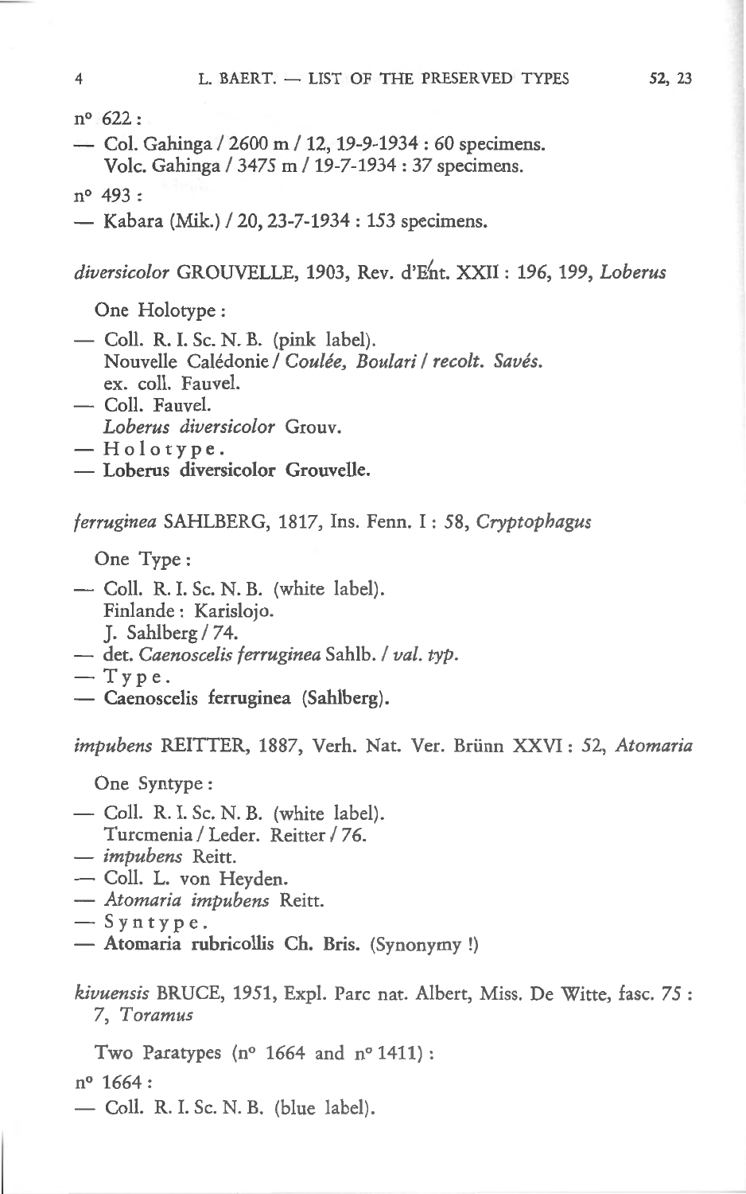n° 622 :

— Col. Gahinga / 2600 m / 12, 19-9-1934 : 60 specimens.
Volc. Gahinga / 3475 m / 19-7-1934 : 37 specimens.

n° 493 :

— Kabara (Mik.) / 20, 23-7-1934 : 153 specimens.

*diversicolor* GROUVELLE, 1903, Rev. d'Ent. XXII : 196, 199, *Loberus*

One Holotype :

— Coll. R. I. Sc. N. B. (pink label).
Nouvelle Calédonie / *Coulée, Boulari / recolt. Savés.*
ex. coll. Fauvel.
— Coll. Fauvel.
*Loberus diversicolor* Grouv.
— H o l o t y p e .
— **Loberus diversicolor Grouvelle.**

*ferruginea* SAHLBERG, 1817, Ins. Fenn. I : 58, *Cryptophagus*

One Type :

— Coll. R. I. Sc. N. B. (white label).
Finlande : Karislojo.
J. Sahlberg / 74.
— det. *Caenoscelis ferruginea* Sahlb. / *val. typ.*
— T y p e .
— **Caenoscelis ferruginea (Sahlberg).**

*impubens* REITTER, 1887, Verh. Nat. Ver. Brünn XXVI : 52, *Atomaria*

One Syntype :

— Coll. R. I. Sc. N. B. (white label).
Turcmenia / Leder. Reitter / 76.
— *impubens* Reitt.
— Coll. L. von Heyden.
— *Atomaria impubens* Reitt.
— S y n t y p e .
— **Atomaria rubricollis Ch. Bris.** (Synonymy !)

*kivuensis* BRUCE, 1951, Expl. Parc nat. Albert, Miss. De Witte, fasc. 75 : 7, *Toramus*

Two Paratypes (n° 1664 and n° 1411) :

n° 1664 :

— Coll. R. I. Sc. N. B. (blue label).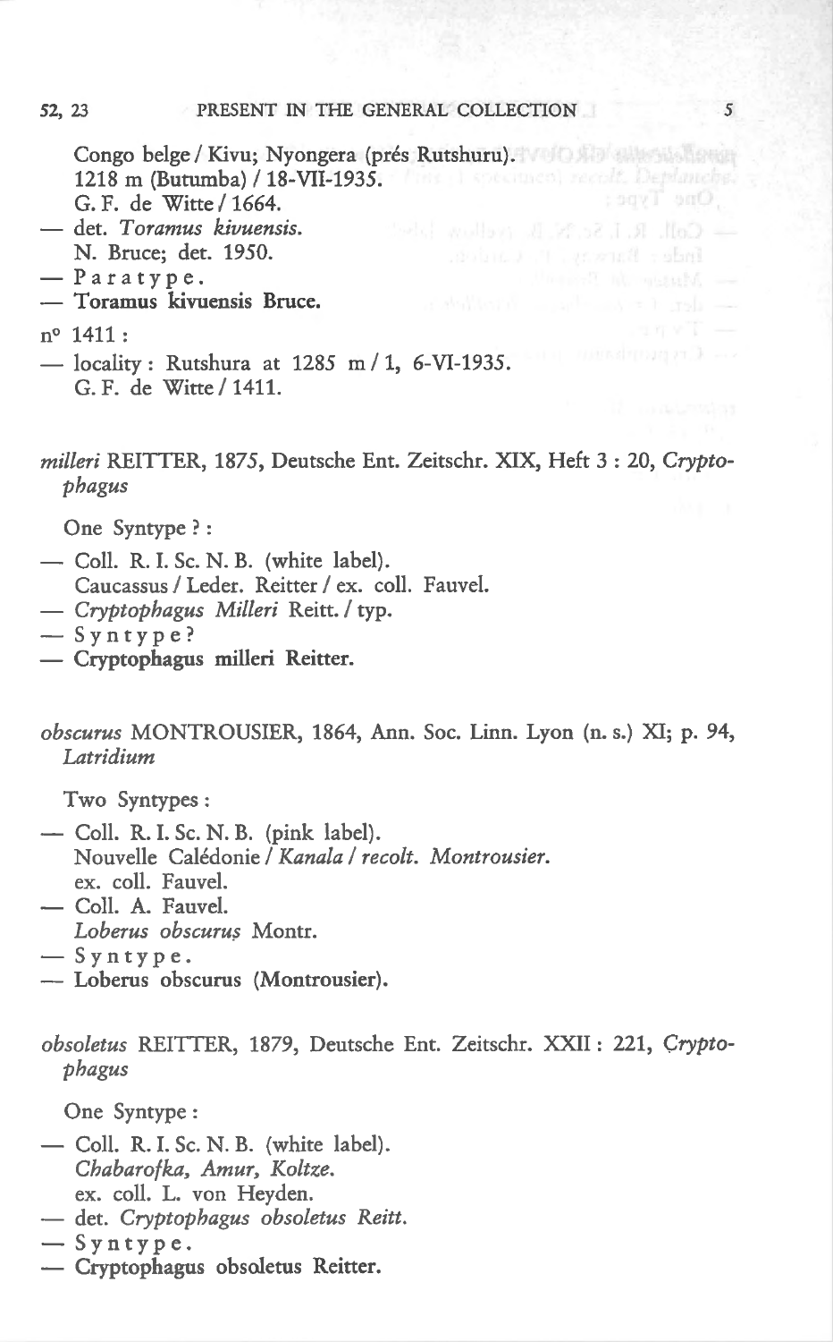Congo belge / Kivu; Nyongera (prés Rutshuru).
1218 m (Butumba) / 18-VII-1935.
G. F. de Witte / 1664.

— det. *Toramus kivuensis.*
N. Bruce; det. 1950.

— Paratype.

— **Toramus kivuensis Bruce.**

n° 1411 :

— locality : Rutshura at 1285 m / 1, 6-VI-1935.
G. F. de Witte / 1411.

*milleri* REITTER, 1875, Deutsche Ent. Zeitschr. XIX, Heft 3 : 20, *Cryptophagus*

One Syntype ? :

— Coll. R. I. Sc. N. B. (white label).
Caucassus / Leder. Reitter / ex. coll. Fauvel.

— *Cryptophagus Milleri* Reitt. / typ.

— Syntype?

— **Cryptophagus milleri Reitter.**

*obscurus* MONTROUSIER, 1864, Ann. Soc. Linn. Lyon (n. s.) XI; p. 94, *Latridium*

Two Syntypes :

— Coll. R. I. Sc. N. B. (pink label).
Nouvelle Calédonie / *Kanala / recolt. Montrousier.*
ex. coll. Fauvel.

— Coll. A. Fauvel.
*Loberus obscurus* Montr.

— Syntype.

— **Loberus obscurus (Montrousier).**

*obsoletus* REITTER, 1879, Deutsche Ent. Zeitschr. XXII : 221, *Cryptophagus*

One Syntype :

— Coll. R. I. Sc. N. B. (white label).
*Chabarofka, Amur, Koltze.*
ex. coll. L. von Heyden.

— det. *Cryptophagus obsoletus Reitt.*

— Syntype.

— **Cryptophagus obsoletus Reitter.**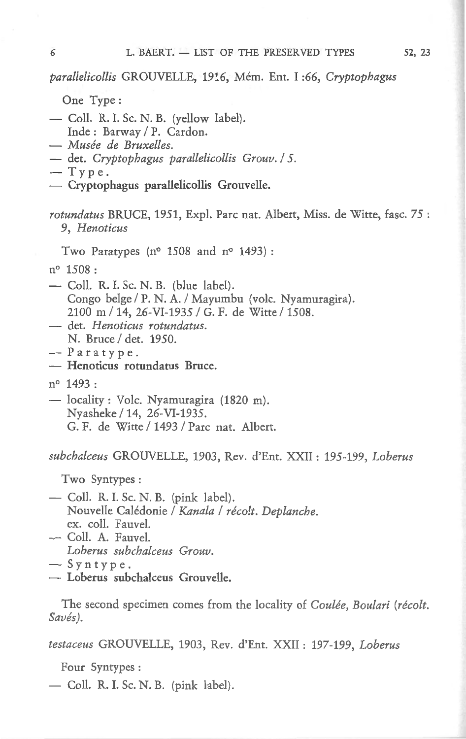*parallelicollis* GROUVELLE, 1916, Mém. Ent. I :66, *Cryptophagus*

One Type :

— Coll. R. I. Sc. N. B. (yellow label).
Inde : Barway / P. Cardon.
— *Musée de Bruxelles.*
— det. *Cryptophagus parallelicollis Grouv. / 5.*
— T y p e .
— **Cryptophagus parallelicollis Grouvelle.**

*rotundatus* BRUCE, 1951, Expl. Parc nat. Albert, Miss. de Witte, fasc. 75 : 9, *Henoticus*

Two Paratypes (n° 1508 and n° 1493) :

n° 1508 :

— Coll. R. I. Sc. N. B. (blue label).
Congo belge / P. N. A. / Mayumbu (volc. Nyamuragira).
2100 m / 14, 26-VI-1935 / G. F. de Witte / 1508.
— det. *Henoticus rotundatus.*
N. Bruce / det. 1950.
— P a r a t y p e .
— **Henoticus rotundatus Bruce.**

n° 1493 :

— locality : Volc. Nyamuragira (1820 m).
Nyasheke / 14, 26-VI-1935.
G. F. de Witte / 1493 / Parc nat. Albert.

*subchalceus* GROUVELLE, 1903, Rev. d'Ent. XXII : 195-199, *Loberus*

Two Syntypes :

— Coll. R. I. Sc. N. B. (pink label).
Nouvelle Calédonie / *Kanala / récolt. Deplanche.*
ex. coll. Fauvel.
— Coll. A. Fauvel.
*Loberus subchalceus Grouv.*
— S y n t y p e .
— **Loberus subchalceus Grouvelle.**

The second specimen comes from the locality of *Coulée, Boulari (récolt. Savés).*

*testaceus* GROUVELLE, 1903, Rev. d'Ent. XXII : 197-199, *Loberus*

Four Syntypes :

— Coll. R. I. Sc. N. B. (pink label).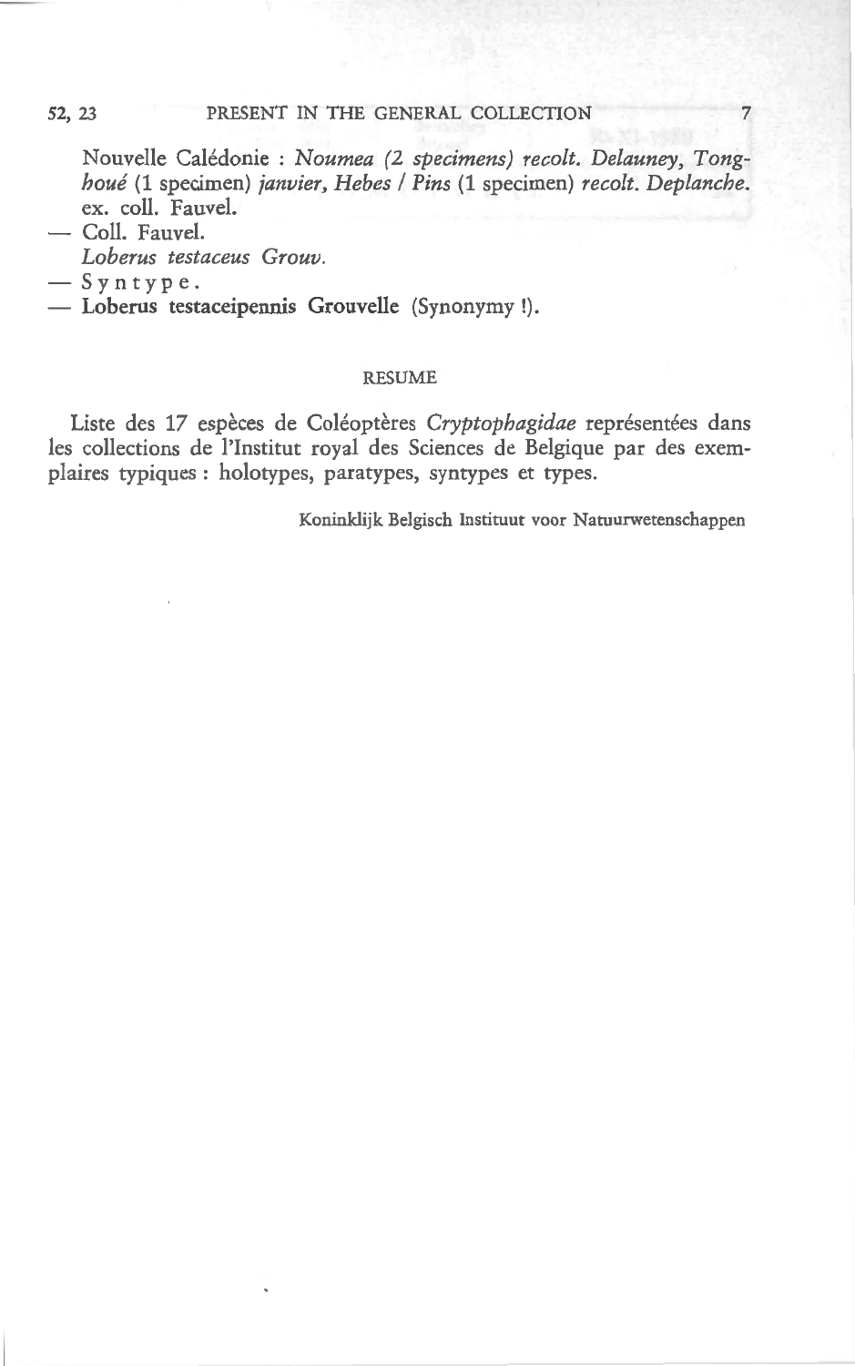Nouvelle Calédonie : *Noumea (2 specimens) recolt. Delauney, Tonghoué* (1 specimen) *janvier, Hebes / Pins* (1 specimen) *recolt. Deplanche.* ex. coll. Fauvel.

— Coll. Fauvel.

*Loberus testaceus Grouv.*

— S y n t y p e .

— **Loberus testaceipennis Grouvelle** (Synonymy !).

## RESUME

Liste des 17 espèces de Coléoptères *Cryptophagidae* représentées dans les collections de l'Institut royal des Sciences de Belgique par des exemplaires typiques : holotypes, paratypes, syntypes et types.

Koninklijk Belgisch Instituut voor Natuurwetenschappen